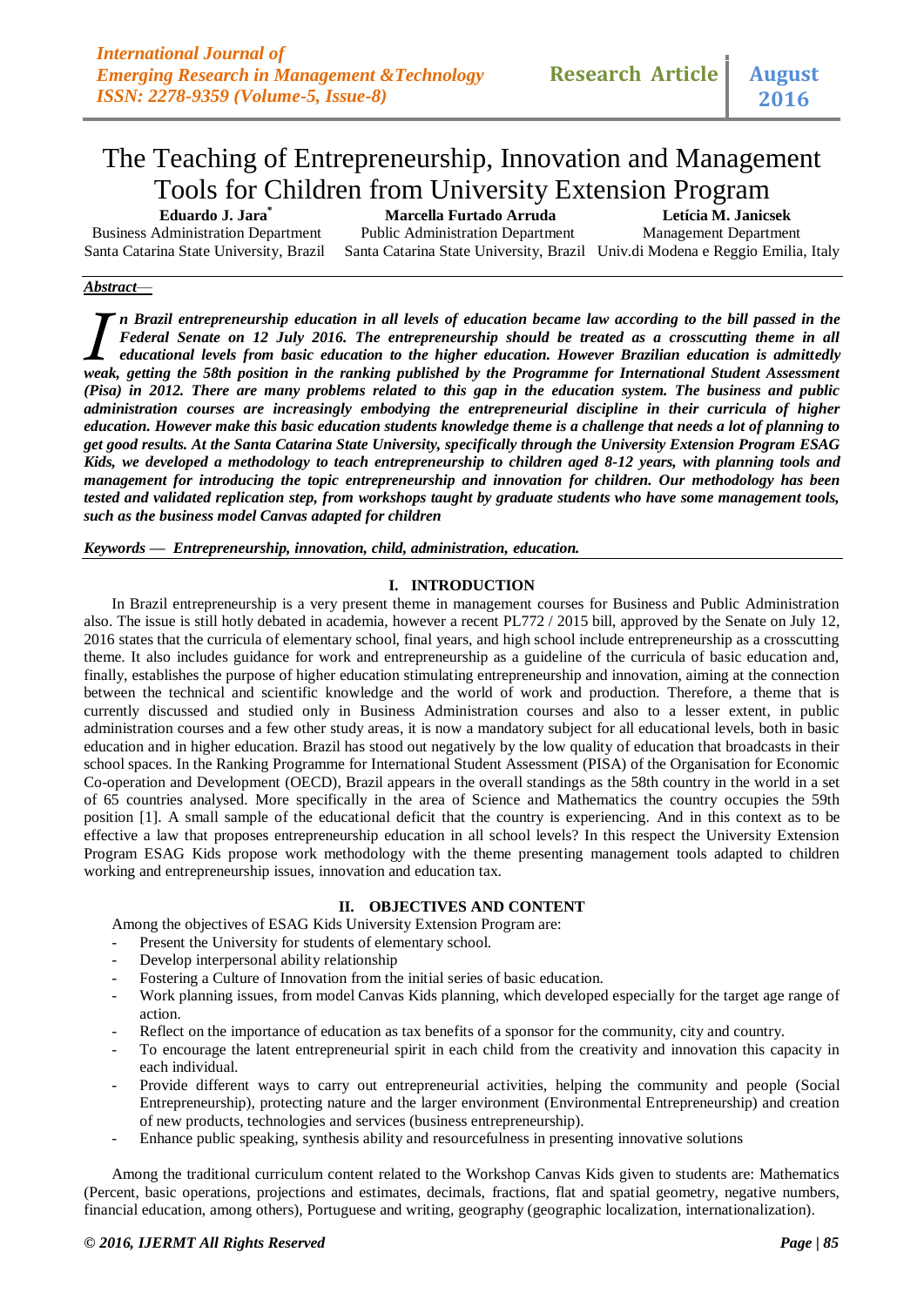# The Teaching of Entrepreneurship, Innovation and Management Tools for Children from University Extension Program

**Eduardo J. Jara***
Business Administration Department
Santa Catarina State University, Brazil

**Marcella Furtado Arruda**
Public Administration Department
Santa Catarina State University, Brazil

**Letícia M. Janicsek**
Management Department
Univ.di Modena e Reggio Emilia, Italy

***Abstract***—

***In Brazil entrepreneurship education in all levels of education became law according to the bill passed in the Federal Senate on 12 July 2016. The entrepreneurship should be treated as a crosscutting theme in all educational levels from basic education to the higher education. However Brazilian education is admittedly weak, getting the 58th position in the ranking published by the Programme for International Student Assessment (Pisa) in 2012. There are many problems related to this gap in the education system. The business and public administration courses are increasingly embodying the entrepreneurial discipline in their curricula of higher education. However make this basic education students knowledge theme is a challenge that needs a lot of planning to get good results. At the Santa Catarina State University, specifically through the University Extension Program ESAG Kids, we developed a methodology to teach entrepreneurship to children aged 8-12 years, with planning tools and management for introducing the topic entrepreneurship and innovation for children. Our methodology has been tested and validated replication step, from workshops taught by graduate students who have some management tools, such as the business model Canvas adapted for children***

***Keywords — Entrepreneurship, innovation, child, administration, education.***

## I. INTRODUCTION

In Brazil entrepreneurship is a very present theme in management courses for Business and Public Administration also. The issue is still hotly debated in academia, however a recent PL772 / 2015 bill, approved by the Senate on July 12, 2016 states that the curricula of elementary school, final years, and high school include entrepreneurship as a crosscutting theme. It also includes guidance for work and entrepreneurship as a guideline of the curricula of basic education and, finally, establishes the purpose of higher education stimulating entrepreneurship and innovation, aiming at the connection between the technical and scientific knowledge and the world of work and production. Therefore, a theme that is currently discussed and studied only in Business Administration courses and also to a lesser extent, in public administration courses and a few other study areas, it is now a mandatory subject for all educational levels, both in basic education and in higher education. Brazil has stood out negatively by the low quality of education that broadcasts in their school spaces. In the Ranking Programme for International Student Assessment (PISA) of the Organisation for Economic Co-operation and Development (OECD), Brazil appears in the overall standings as the 58th country in the world in a set of 65 countries analysed. More specifically in the area of Science and Mathematics the country occupies the 59th position [1]. A small sample of the educational deficit that the country is experiencing. And in this context as to be effective a law that proposes entrepreneurship education in all school levels? In this respect the University Extension Program ESAG Kids propose work methodology with the theme presenting management tools adapted to children working and entrepreneurship issues, innovation and education tax.

## II. OBJECTIVES AND CONTENT

Among the objectives of ESAG Kids University Extension Program are:

- Present the University for students of elementary school.
- Develop interpersonal ability relationship
- Fostering a Culture of Innovation from the initial series of basic education.
- Work planning issues, from model Canvas Kids planning, which developed especially for the target age range of action.
- Reflect on the importance of education as tax benefits of a sponsor for the community, city and country.
- To encourage the latent entrepreneurial spirit in each child from the creativity and innovation this capacity in each individual.
- Provide different ways to carry out entrepreneurial activities, helping the community and people (Social Entrepreneurship), protecting nature and the larger environment (Environmental Entrepreneurship) and creation of new products, technologies and services (business entrepreneurship).
- Enhance public speaking, synthesis ability and resourcefulness in presenting innovative solutions

Among the traditional curriculum content related to the Workshop Canvas Kids given to students are: Mathematics (Percent, basic operations, projections and estimates, decimals, fractions, flat and spatial geometry, negative numbers, financial education, among others), Portuguese and writing, geography (geographic localization, internationalization).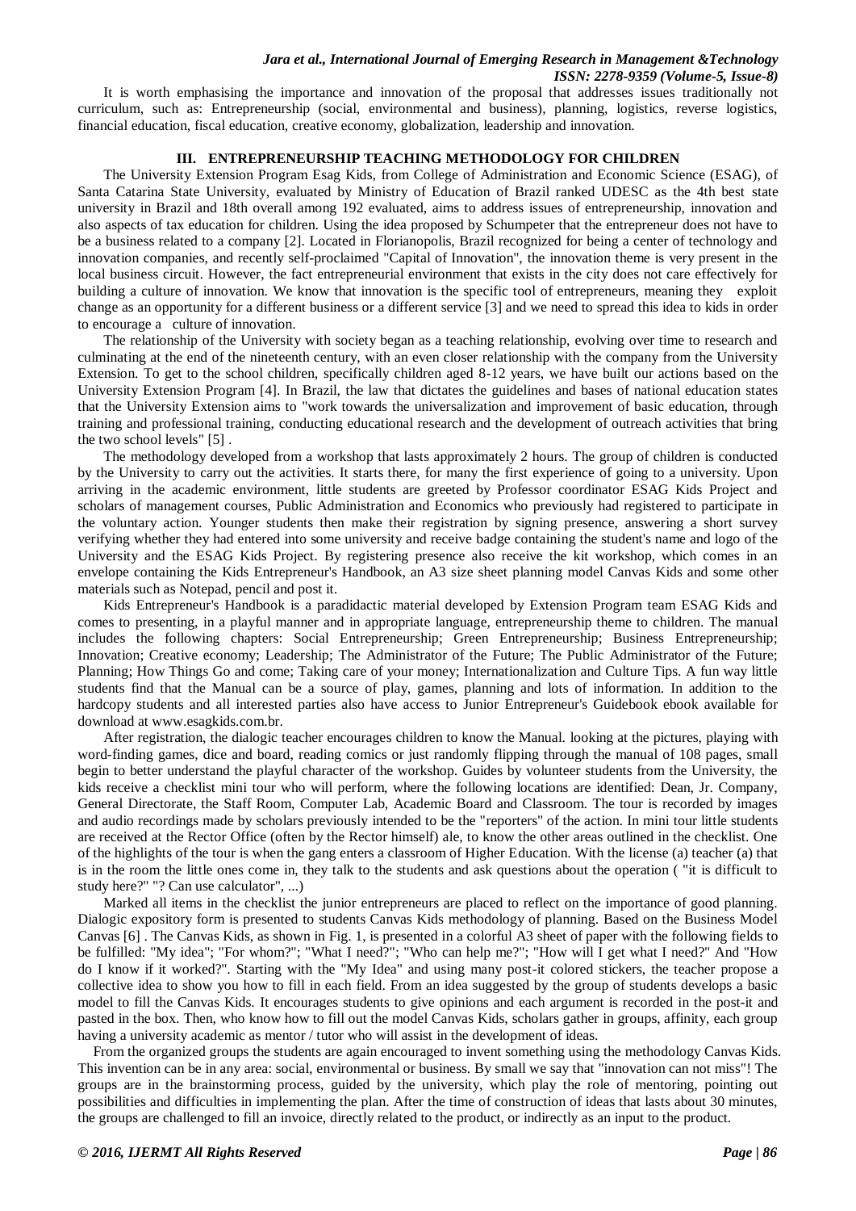It is worth emphasising the importance and innovation of the proposal that addresses issues traditionally not curriculum, such as: Entrepreneurship (social, environmental and business), planning, logistics, reverse logistics, financial education, fiscal education, creative economy, globalization, leadership and innovation.

## III. ENTREPRENEURSHIP TEACHING METHODOLOGY FOR CHILDREN

The University Extension Program Esag Kids, from College of Administration and Economic Science (ESAG), of Santa Catarina State University, evaluated by Ministry of Education of Brazil ranked UDESC as the 4th best state university in Brazil and 18th overall among 192 evaluated, aims to address issues of entrepreneurship, innovation and also aspects of tax education for children. Using the idea proposed by Schumpeter that the entrepreneur does not have to be a business related to a company [2]. Located in Florianopolis, Brazil recognized for being a center of technology and innovation companies, and recently self-proclaimed "Capital of Innovation", the innovation theme is very present in the local business circuit. However, the fact entrepreneurial environment that exists in the city does not care effectively for building a culture of innovation. We know that innovation is the specific tool of entrepreneurs, meaning they exploit change as an opportunity for a different business or a different service [3] and we need to spread this idea to kids in order to encourage a culture of innovation.

The relationship of the University with society began as a teaching relationship, evolving over time to research and culminating at the end of the nineteenth century, with an even closer relationship with the company from the University Extension. To get to the school children, specifically children aged 8-12 years, we have built our actions based on the University Extension Program [4]. In Brazil, the law that dictates the guidelines and bases of national education states that the University Extension aims to "work towards the universalization and improvement of basic education, through training and professional training, conducting educational research and the development of outreach activities that bring the two school levels" [5] .

The methodology developed from a workshop that lasts approximately 2 hours. The group of children is conducted by the University to carry out the activities. It starts there, for many the first experience of going to a university. Upon arriving in the academic environment, little students are greeted by Professor coordinator ESAG Kids Project and scholars of management courses, Public Administration and Economics who previously had registered to participate in the voluntary action. Younger students then make their registration by signing presence, answering a short survey verifying whether they had entered into some university and receive badge containing the student's name and logo of the University and the ESAG Kids Project. By registering presence also receive the kit workshop, which comes in an envelope containing the Kids Entrepreneur's Handbook, an A3 size sheet planning model Canvas Kids and some other materials such as Notepad, pencil and post it.

Kids Entrepreneur's Handbook is a paradidactic material developed by Extension Program team ESAG Kids and comes to presenting, in a playful manner and in appropriate language, entrepreneurship theme to children. The manual includes the following chapters: Social Entrepreneurship; Green Entrepreneurship; Business Entrepreneurship; Innovation; Creative economy; Leadership; The Administrator of the Future; The Public Administrator of the Future; Planning; How Things Go and come; Taking care of your money; Internationalization and Culture Tips. A fun way little students find that the Manual can be a source of play, games, planning and lots of information. In addition to the hardcopy students and all interested parties also have access to Junior Entrepreneur's Guidebook ebook available for download at www.esagkids.com.br.

After registration, the dialogic teacher encourages children to know the Manual. looking at the pictures, playing with word-finding games, dice and board, reading comics or just randomly flipping through the manual of 108 pages, small begin to better understand the playful character of the workshop. Guides by volunteer students from the University, the kids receive a checklist mini tour who will perform, where the following locations are identified: Dean, Jr. Company, General Directorate, the Staff Room, Computer Lab, Academic Board and Classroom. The tour is recorded by images and audio recordings made by scholars previously intended to be the "reporters" of the action. In mini tour little students are received at the Rector Office (often by the Rector himself) ale, to know the other areas outlined in the checklist. One of the highlights of the tour is when the gang enters a classroom of Higher Education. With the license (a) teacher (a) that is in the room the little ones come in, they talk to the students and ask questions about the operation ( "it is difficult to study here?" "? Can use calculator", ...)

Marked all items in the checklist the junior entrepreneurs are placed to reflect on the importance of good planning. Dialogic expository form is presented to students Canvas Kids methodology of planning. Based on the Business Model Canvas [6] . The Canvas Kids, as shown in Fig. 1, is presented in a colorful A3 sheet of paper with the following fields to be fulfilled: "My idea"; "For whom?"; "What I need?"; "Who can help me?"; "How will I get what I need?" And "How do I know if it worked?". Starting with the "My Idea" and using many post-it colored stickers, the teacher propose a collective idea to show you how to fill in each field. From an idea suggested by the group of students develops a basic model to fill the Canvas Kids. It encourages students to give opinions and each argument is recorded in the post-it and pasted in the box. Then, who know how to fill out the model Canvas Kids, scholars gather in groups, affinity, each group having a university academic as mentor / tutor who will assist in the development of ideas.

From the organized groups the students are again encouraged to invent something using the methodology Canvas Kids. This invention can be in any area: social, environmental or business. By small we say that "innovation can not miss"! The groups are in the brainstorming process, guided by the university, which play the role of mentoring, pointing out possibilities and difficulties in implementing the plan. After the time of construction of ideas that lasts about 30 minutes, the groups are challenged to fill an invoice, directly related to the product, or indirectly as an input to the product.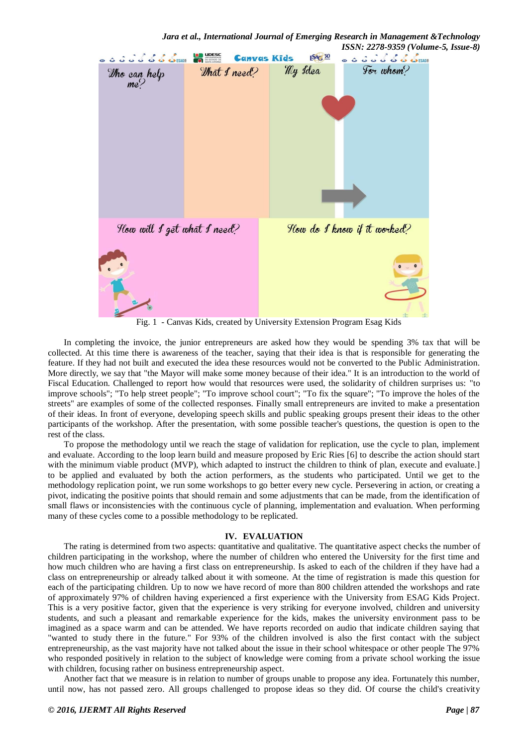Fig. 1 - Canvas Kids, created by University Extension Program Esag Kids

In completing the invoice, the junior entrepreneurs are asked how they would be spending 3% tax that will be collected. At this time there is awareness of the teacher, saying that their idea is that is responsible for generating the feature. If they had not built and executed the idea these resources would not be converted to the Public Administration. More directly, we say that "the Mayor will make some money because of their idea." It is an introduction to the world of Fiscal Education. Challenged to report how would that resources were used, the solidarity of children surprises us: "to improve schools"; "To help street people"; "To improve school court"; "To fix the square"; "To improve the holes of the streets" are examples of some of the collected responses. Finally small entrepreneurs are invited to make a presentation of their ideas. In front of everyone, developing speech skills and public speaking groups present their ideas to the other participants of the workshop. After the presentation, with some possible teacher's questions, the question is open to the rest of the class.

To propose the methodology until we reach the stage of validation for replication, use the cycle to plan, implement and evaluate. According to the loop learn build and measure proposed by Eric Ries [6] to describe the action should start with the minimum viable product (MVP), which adapted to instruct the children to think of plan, execute and evaluate.] to be applied and evaluated by both the action performers, as the students who participated. Until we get to the methodology replication point, we run some workshops to go better every new cycle. Persevering in action, or creating a pivot, indicating the positive points that should remain and some adjustments that can be made, from the identification of small flaws or inconsistencies with the continuous cycle of planning, implementation and evaluation. When performing many of these cycles come to a possible methodology to be replicated.

## IV. EVALUATION

The rating is determined from two aspects: quantitative and qualitative. The quantitative aspect checks the number of children participating in the workshop, where the number of children who entered the University for the first time and how much children who are having a first class on entrepreneurship. Is asked to each of the children if they have had a class on entrepreneurship or already talked about it with someone. At the time of registration is made this question for each of the participating children. Up to now we have record of more than 800 children attended the workshops and rate of approximately 97% of children having experienced a first experience with the University from ESAG Kids Project. This is a very positive factor, given that the experience is very striking for everyone involved, children and university students, and such a pleasant and remarkable experience for the kids, makes the university environment pass to be imagined as a space warm and can be attended. We have reports recorded on audio that indicate children saying that "wanted to study there in the future." For 93% of the children involved is also the first contact with the subject entrepreneurship, as the vast majority have not talked about the issue in their school whitespace or other people The 97% who responded positively in relation to the subject of knowledge were coming from a private school working the issue with children, focusing rather on business entrepreneurship aspect.

Another fact that we measure is in relation to number of groups unable to propose any idea. Fortunately this number, until now, has not passed zero. All groups challenged to propose ideas so they did. Of course the child's creativity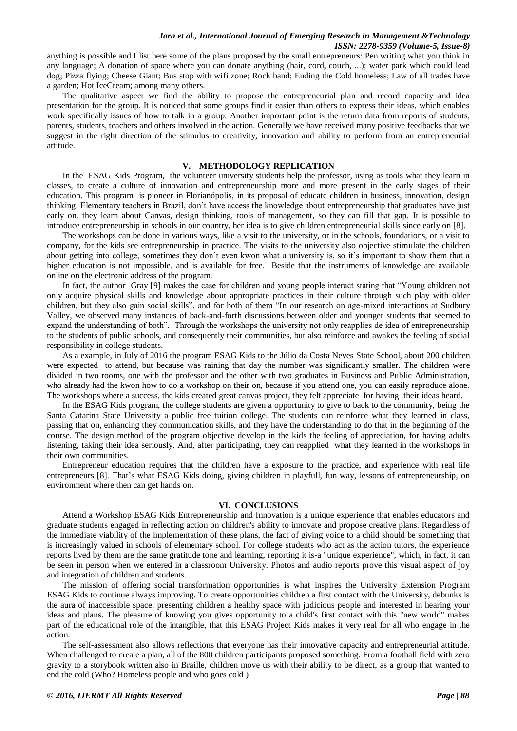anything is possible and I list here some of the plans proposed by the small entrepreneurs: Pen writing what you think in any language; A donation of space where you can donate anything (hair, cord, couch, ...); water park which could lead dog; Pizza flying; Cheese Giant; Bus stop with wifi zone; Rock band; Ending the Cold homeless; Law of all trades have a garden; Hot IceCream; among many others.

The qualitative aspect we find the ability to propose the entrepreneurial plan and record capacity and idea presentation for the group. It is noticed that some groups find it easier than others to express their ideas, which enables work specifically issues of how to talk in a group. Another important point is the return data from reports of students, parents, students, teachers and others involved in the action. Generally we have received many positive feedbacks that we suggest in the right direction of the stimulus to creativity, innovation and ability to perform from an entrepreneurial attitude.

## V. METHODOLOGY REPLICATION

In the ESAG Kids Program, the volunteer university students help the professor, using as tools what they learn in classes, to create a culture of innovation and entrepreneurship more and more present in the early stages of their education. This program is pioneer in Florianópolis, in its proposal of educate children in business, innovation, design thinking. Elementary teachers in Brazil, don't have access the knowledge about entrepreneurship that graduates have just early on. they learn about Canvas, design thinking, tools of management, so they can fill that gap. It is possible to introduce entrepreneurship in schools in our country, her idea is to give children entrepreneurial skills since early on [8].

The workshops can be done in various ways, like a visit to the university, or in the schools, foundations, or a visit to company, for the kids see entrepreneurship in practice. The visits to the university also objective stimulate the children about getting into college, sometimes they don't even kwon what a university is, so it's important to show them that a higher education is not impossible, and is available for free. Beside that the instruments of knowledge are available online on the electronic address of the program.

In fact, the author Gray [9] makes the case for children and young people interact stating that "Young children not only acquire physical skills and knowledge about appropriate practices in their culture through such play with older children, but they also gain social skills", and for both of them "In our research on age-mixed interactions at Sudbury Valley, we observed many instances of back-and-forth discussions between older and younger students that seemed to expand the understanding of both". Through the workshops the university not only reapplies de idea of entrepreneurship to the students of public schools, and consequently their communities, but also reinforce and awakes the feeling of social responsibility in college students.

As a example, in July of 2016 the program ESAG Kids to the Júlio da Costa Neves State School, about 200 children were expected to attend, but because was raining that day the number was significantly smaller. The children were divided in two rooms, one with the professor and the other with two graduates in Business and Public Administration, who already had the kwon how to do a workshop on their on, because if you attend one, you can easily reproduce alone. The workshops where a success, the kids created great canvas project, they felt appreciate for having their ideas heard.

In the ESAG Kids program, the college students are given a opportunity to give to back to the community, being the Santa Catarina State University a public free tuition college. The students can reinforce what they learned in class, passing that on, enhancing they communication skills, and they have the understanding to do that in the beginning of the course. The design method of the program objective develop in the kids the feeling of appreciation, for having adults listening, taking their idea seriously. And, after participating, they can reapplied what they learned in the workshops in their own communities.

Entrepreneur education requires that the children have a exposure to the practice, and experience with real life entrepreneurs [8]. That's what ESAG Kids doing, giving children in playfull, fun way, lessons of entrepreneurship, on environment where then can get hands on.

## VI. CONCLUSIONS

Attend a Workshop ESAG Kids Entrepreneurship and Innovation is a unique experience that enables educators and graduate students engaged in reflecting action on children's ability to innovate and propose creative plans. Regardless of the immediate viability of the implementation of these plans, the fact of giving voice to a child should be something that is increasingly valued in schools of elementary school. For college students who act as the action tutors, the experience reports lived by them are the same gratitude tone and learning, reporting it is-a "unique experience", which, in fact, it can be seen in person when we entered in a classroom University. Photos and audio reports prove this visual aspect of joy and integration of children and students.

The mission of offering social transformation opportunities is what inspires the University Extension Program ESAG Kids to continue always improving. To create opportunities children a first contact with the University, debunks is the aura of inaccessible space, presenting children a healthy space with judicious people and interested in hearing your ideas and plans. The pleasure of knowing you gives opportunity to a child's first contact with this "new world" makes part of the educational role of the intangible, that this ESAG Project Kids makes it very real for all who engage in the action.

The self-assessment also allows reflections that everyone has their innovative capacity and entrepreneurial attitude. When challenged to create a plan, all of the 800 children participants proposed something. From a football field with zero gravity to a storybook written also in Braille, children move us with their ability to be direct, as a group that wanted to end the cold (Who? Homeless people and who goes cold )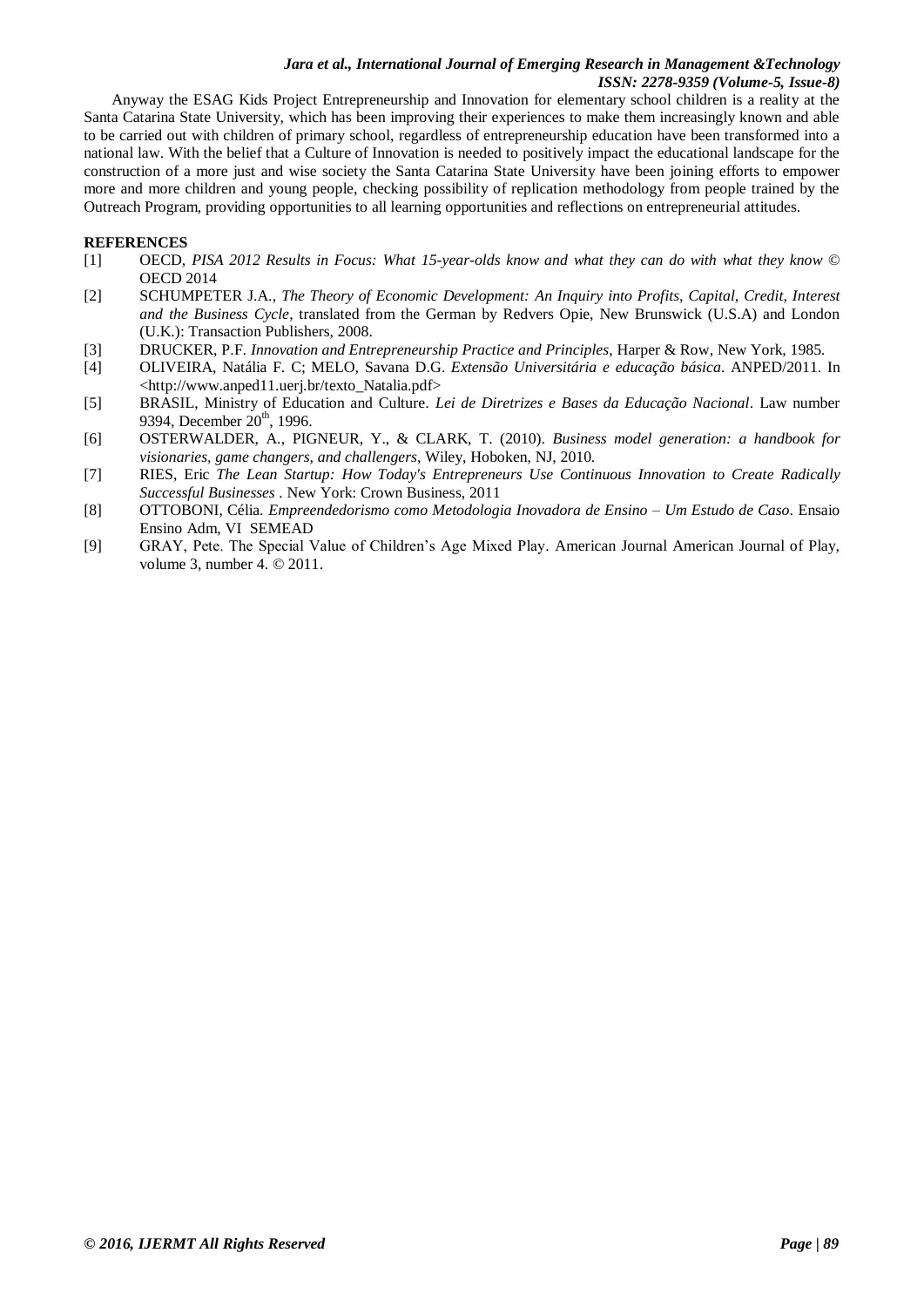Anyway the ESAG Kids Project Entrepreneurship and Innovation for elementary school children is a reality at the Santa Catarina State University, which has been improving their experiences to make them increasingly known and able to be carried out with children of primary school, regardless of entrepreneurship education have been transformed into a national law. With the belief that a Culture of Innovation is needed to positively impact the educational landscape for the construction of a more just and wise society the Santa Catarina State University have been joining efforts to empower more and more children and young people, checking possibility of replication methodology from people trained by the Outreach Program, providing opportunities to all learning opportunities and reflections on entrepreneurial attitudes.

## REFERENCES

[1] OECD, *PISA 2012 Results in Focus: What 15-year-olds know and what they can do with what they know* © OECD 2014

[2] SCHUMPETER J.A., *The Theory of Economic Development: An Inquiry into Profits, Capital, Credit, Interest and the Business Cycle*, translated from the German by Redvers Opie, New Brunswick (U.S.A) and London (U.K.): Transaction Publishers, 2008.

[3] DRUCKER, P.F. *Innovation and Entrepreneurship Practice and Principles*, Harper & Row, New York, 1985.

[4] OLIVEIRA, Natália F. C; MELO, Savana D.G. *Extensão Universitária e educação básica*. ANPED/2011. In <http://www.anped11.uerj.br/texto_Natalia.pdf>

[5] BRASIL, Ministry of Education and Culture. *Lei de Diretrizes e Bases da Educação Nacional*. Law number 9394, December 20th, 1996.

[6] OSTERWALDER, A., PIGNEUR, Y., & CLARK, T. (2010). *Business model generation: a handbook for visionaries, game changers, and challengers*, Wiley, Hoboken, NJ, 2010.

[7] RIES, Eric *The Lean Startup: How Today's Entrepreneurs Use Continuous Innovation to Create Radically Successful Businesses* . New York: Crown Business, 2011

[8] OTTOBONI, Célia. *Empreendedorismo como Metodologia Inovadora de Ensino – Um Estudo de Caso*. Ensaio Ensino Adm, VI SEMEAD

[9] GRAY, Pete. The Special Value of Children's Age Mixed Play. American Journal American Journal of Play, volume 3, number 4. © 2011.